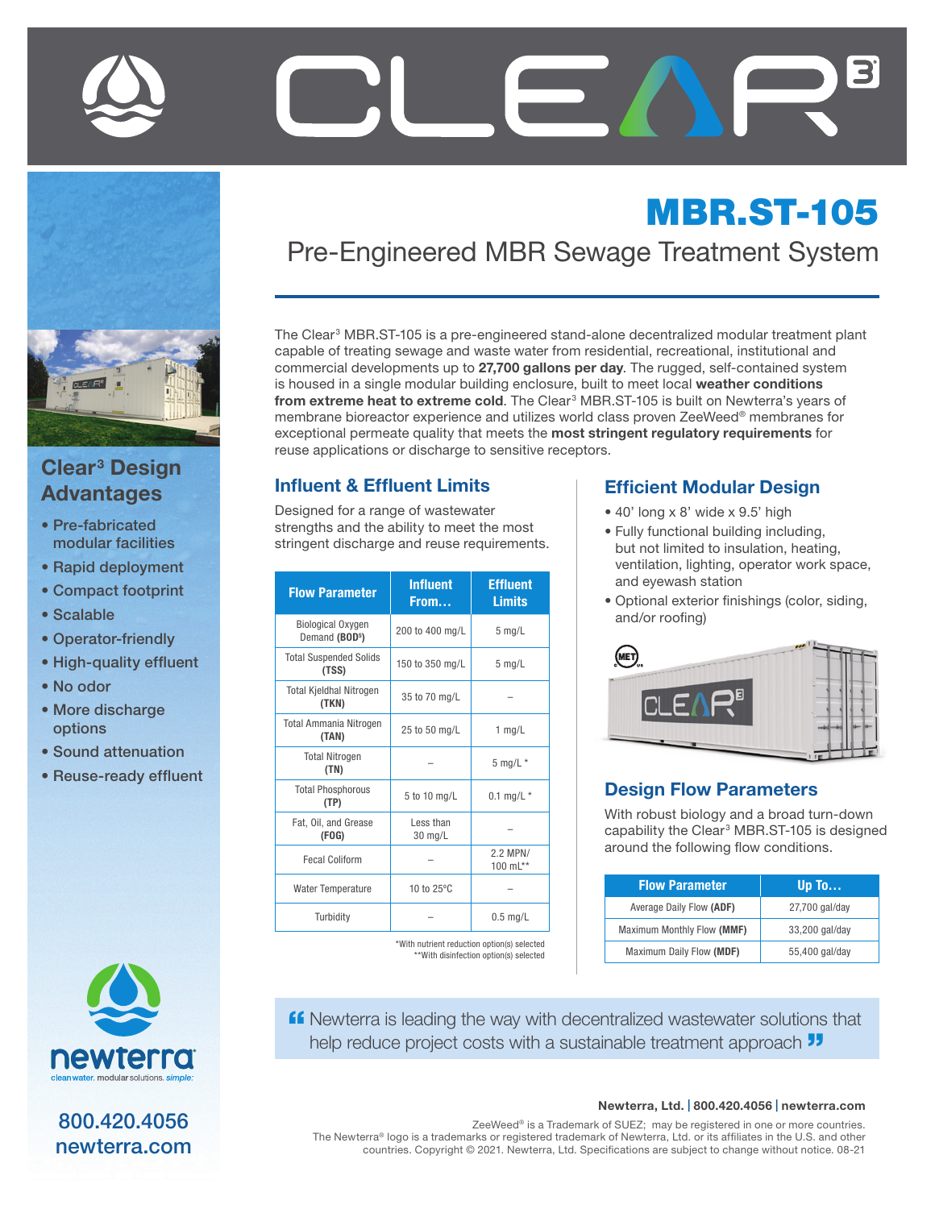# CLEAR³

# MBR.ST-105

## Pre-Engineered MBR Sewage Treatment System

The Clear³ MBR.ST-105 is a pre-engineered stand-alone decentralized modular treatment plant capable of treating sewage and waste water from residential, recreational, institutional and commercial developments up to **27,700 gallons per day**. The rugged, self-contained system is housed in a single modular building enclosure, built to meet local **weather conditions from extreme heat to extreme cold**. The Clear³ MBR.ST-105 is built on Newterra's years of membrane bioreactor experience and utilizes world class proven ZeeWeed® membranes for exceptional permeate quality that meets the **most stringent regulatory requirements** for reuse applications or discharge to sensitive receptors.

## Clear³ Design Advantages

- Pre-fabricated modular facilities
- Rapid deployment
- Compact footprint
- Scalable
- Operator-friendly
- High-quality effluent
- No odor
- More discharge options
- Sound attenuation
- Reuse-ready effluent

## Influent & Effluent Limits

Designed for a range of wastewater strengths and the ability to meet the most stringent discharge and reuse requirements.

| Flow Parameter | Influent From… | Effluent Limits |
|---|---|---|
| Biological Oxygen Demand (**BOD⁵**) | 200 to 400 mg/L | 5 mg/L |
| Total Suspended Solids (**TSS**) | 150 to 350 mg/L | 5 mg/L |
| Total Kjeldhal Nitrogen (**TKN**) | 35 to 70 mg/L | – |
| Total Ammania Nitrogen (**TAN**) | 25 to 50 mg/L | 1 mg/L |
| Total Nitrogen (**TN**) | – | 5 mg/L * |
| Total Phosphorous (**TP**) | 5 to 10 mg/L | 0.1 mg/L * |
| Fat, Oil, and Grease (**FOG**) | Less than 30 mg/L | – |
| Fecal Coliform | – | 2.2 MPN/ 100 mL** |
| Water Temperature | 10 to 25°C | – |
| Turbidity | – | 0.5 mg/L |

*With nutrient reduction option(s) selected
**With disinfection option(s) selected

## Efficient Modular Design

- 40' long x 8' wide x 9.5' high
- Fully functional building including, but not limited to insulation, heating, ventilation, lighting, operator work space, and eyewash station
- Optional exterior finishings (color, siding, and/or roofing)

## Design Flow Parameters

With robust biology and a broad turn-down capability the Clear³ MBR.ST-105 is designed around the following flow conditions.

| Flow Parameter | Up To… |
|---|---|
| Average Daily Flow (**ADF**) | 27,700 gal/day |
| Maximum Monthly Flow (**MMF**) | 33,200 gal/day |
| Maximum Daily Flow (**MDF**) | 55,400 gal/day |

> "Newterra is leading the way with decentralized wastewater solutions that help reduce project costs with a sustainable treatment approach"

newterra
cleanwater. modular solutions. *simple:*

800.420.4056
newterra.com

**Newterra, Ltd. | 800.420.4056 | newterra.com**

ZeeWeed® is a Trademark of SUEZ; may be registered in one or more countries.
The Newterra® logo is a trademarks or registered trademark of Newterra, Ltd. or its affiliates in the U.S. and other countries. Copyright © 2021. Newterra, Ltd. Specifications are subject to change without notice. 08-21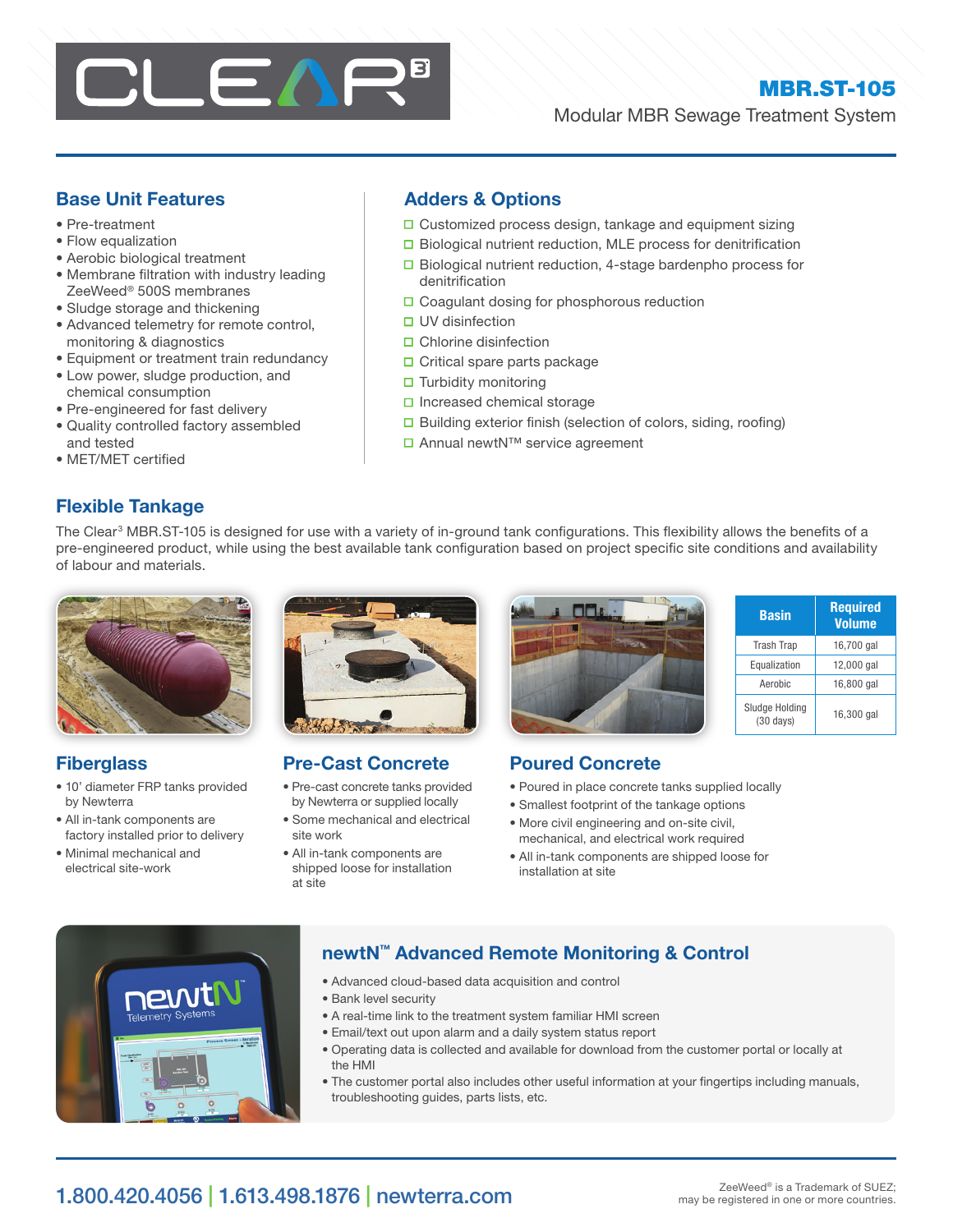# CLEAR³

## MBR.ST-105

Modular MBR Sewage Treatment System

## Base Unit Features

- Pre-treatment
- Flow equalization
- Aerobic biological treatment
- Membrane filtration with industry leading ZeeWeed® 500S membranes
- Sludge storage and thickening
- Advanced telemetry for remote control, monitoring & diagnostics
- Equipment or treatment train redundancy
- Low power, sludge production, and chemical consumption
- Pre-engineered for fast delivery
- Quality controlled factory assembled and tested
- MET/MET certified

## Adders & Options

- ☐ Customized process design, tankage and equipment sizing
- ☐ Biological nutrient reduction, MLE process for denitrification
- ☐ Biological nutrient reduction, 4-stage bardenpho process for denitrification
- ☐ Coagulant dosing for phosphorous reduction
- ☐ UV disinfection
- ☐ Chlorine disinfection
- ☐ Critical spare parts package
- ☐ Turbidity monitoring
- ☐ Increased chemical storage
- ☐ Building exterior finish (selection of colors, siding, roofing)
- ☐ Annual newtN™ service agreement

## Flexible Tankage

The Clear³ MBR.ST-105 is designed for use with a variety of in-ground tank configurations. This flexibility allows the benefits of a pre-engineered product, while using the best available tank configuration based on project specific site conditions and availability of labour and materials.

| Basin | Required Volume |
|---|---|
| Trash Trap | 16,700 gal |
| Equalization | 12,000 gal |
| Aerobic | 16,800 gal |
| Sludge Holding (30 days) | 16,300 gal |

### Fiberglass

- 10' diameter FRP tanks provided by Newterra
- All in-tank components are factory installed prior to delivery
- Minimal mechanical and electrical site-work

### Pre-Cast Concrete

- Pre-cast concrete tanks provided by Newterra or supplied locally
- Some mechanical and electrical site work
- All in-tank components are shipped loose for installation at site

### Poured Concrete

- Poured in place concrete tanks supplied locally
- Smallest footprint of the tankage options
- More civil engineering and on-site civil, mechanical, and electrical work required
- All in-tank components are shipped loose for installation at site

## newtN™ Advanced Remote Monitoring & Control

- Advanced cloud-based data acquisition and control
- Bank level security
- A real-time link to the treatment system familiar HMI screen
- Email/text out upon alarm and a daily system status report
- Operating data is collected and available for download from the customer portal or locally at the HMI
- The customer portal also includes other useful information at your fingertips including manuals, troubleshooting guides, parts lists, etc.

1.800.420.4056 | 1.613.498.1876 | newterra.com

ZeeWeed® is a Trademark of SUEZ; may be registered in one or more countries.